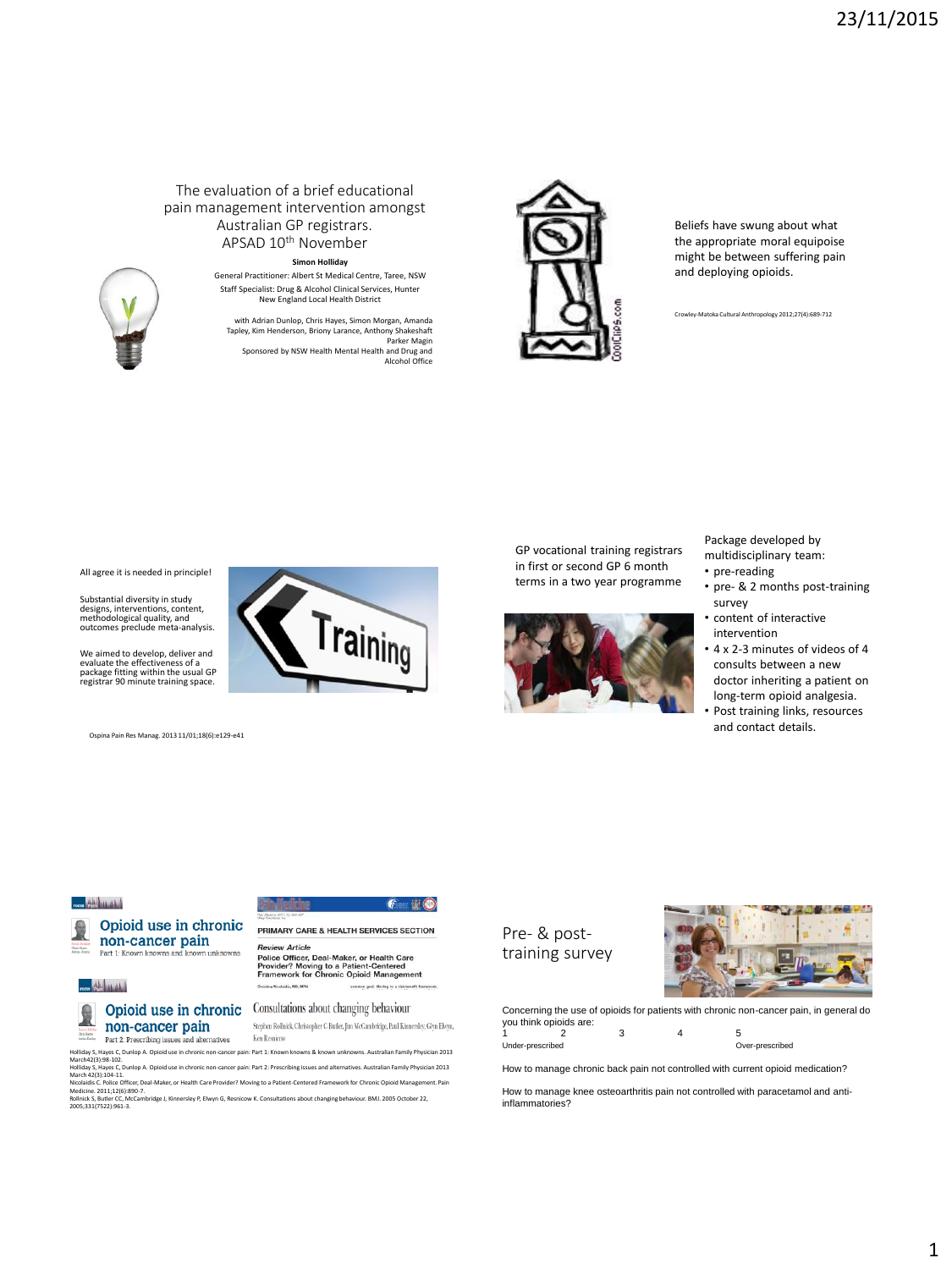# The evaluation of a brief educational pain management intervention amongst Australian GP registrars.

APSAD 10th November

**Simon Holliday**

General Practitioner: Albert St Medical Centre, Taree, NSW

Staff Specialist: Drug & Alcohol Clinical Services, Hunter New England Local Health District

with Adrian Dunlop, Chris Hayes, Simon Morgan, Amanda Tapley, Kim Henderson, Briony Larance, Anthony Shakeshaft Parker Magin

Sponsored by NSW Health Mental Health and Drug and Alcohol Office

---

Beliefs have swung about what the appropriate moral equipoise might be between suffering pain and deploying opioids.

Crowley-Matoka Cultural Anthropology 2012;27(4):689-712

---

All agree it is needed in principle!

Substantial diversity in study designs, interventions, content, methodological quality, and outcomes preclude meta-analysis.

We aimed to develop, deliver and evaluate the effectiveness of a package fitting within the usual GP registrar 90 minute training space.

Ospina Pain Res Manag. 2013 11/01;18(6):e129-e41

---

GP vocational training registrars in first or second GP 6 month terms in a two year programme

Package developed by multidisciplinary team:

- pre-reading
- pre- & 2 months post-training survey
- content of interactive intervention
- 4 x 2-3 minutes of videos of 4 consults between a new doctor inheriting a patient on long-term opioid analgesia.
- Post training links, resources and contact details.

---

Opioid use in chronic non-cancer pain — Part 1: Known knowns and known unknowns

Opioid use in chronic non-cancer pain — Part 2: Prescribing issues and alternatives

PRIMARY CARE & HEALTH SERVICES SECTION — Review Article — Police Officer, Deal-Maker, or Health Care Provider? Moving to a Patient-Centered Framework for Chronic Opioid Management

Consultations about changing behaviour

Holliday S, Hayes C, Dunlop A. Opioid use in chronic non-cancer pain: Part 1: Known knowns & known unknowns. Australian Family Physician 2013 March42(3):98-102.

Holliday S, Hayes C, Dunlop A. Opioid use in chronic non-cancer pain: Part 2: Prescribing issues and alternatives. Australian Family Physician 2013 March 42(3):104-11.

Nicolaidis C. Police Officer, Deal-Maker, or Health Care Provider? Moving to a Patient-Centered Framework for Chronic Opioid Management. Pain Medicine. 2011;12(6):890-7.

Rollnick S, Butler CC, McCambridge J, Kinnersley P, Elwyn G, Resnicow K. Consultations about changing behaviour. BMJ. 2005 October 22, 2005;331(7522):961-3.

---

## Pre- & post-training survey

Concerning the use of opioids for patients with chronic non-cancer pain, in general do you think opioids are:

| 1 | 2 | 3 | 4 | 5 |
|---|---|---|---|---|
| Under-prescribed | | | | Over-prescribed |

How to manage chronic back pain not controlled with current opioid medication?

How to manage knee osteoarthritis pain not controlled with paracetamol and anti-inflammatories?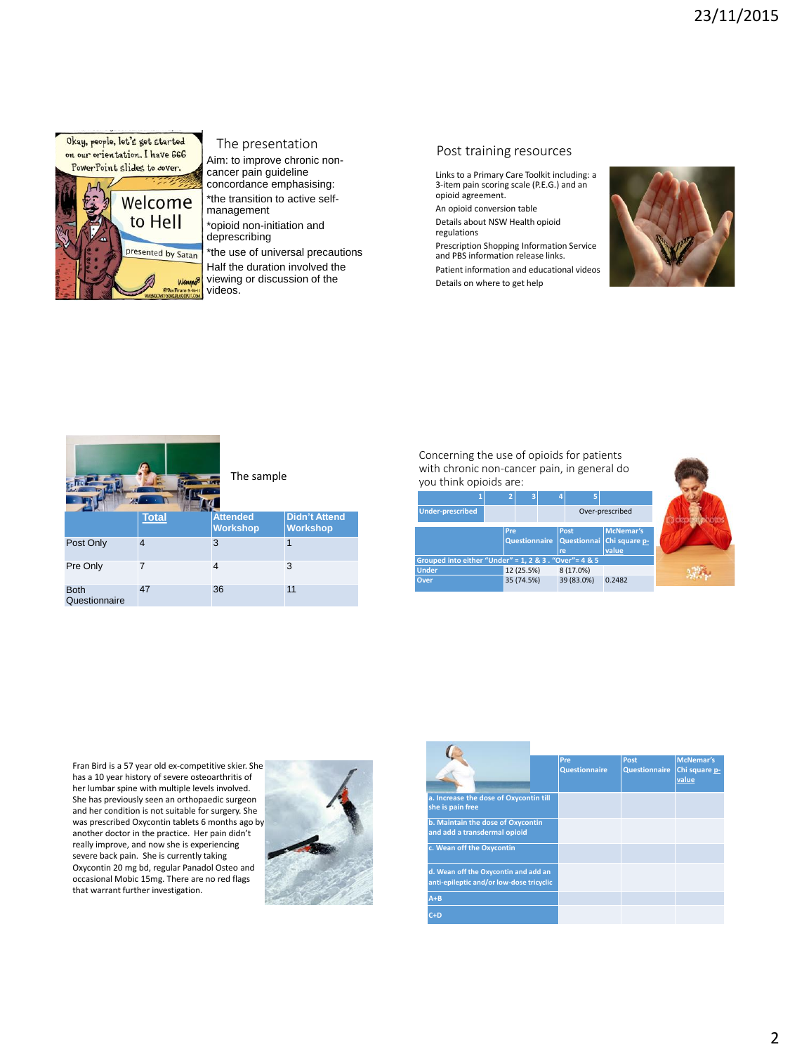## The presentation

Aim: to improve chronic non-cancer pain guideline concordance emphasising:

*the transition to active self-management

*opioid non-initiation and deprescribing

*the use of universal precautions

Half the duration involved the viewing or discussion of the videos.

## Post training resources

Links to a Primary Care Toolkit including: a 3-item pain scoring scale (P.E.G.) and an opioid agreement.

An opioid conversion table

Details about NSW Health opioid regulations

Prescription Shopping Information Service and PBS information release links.

Patient information and educational videos

Details on where to get help

## The sample

| | Total | Attended Workshop | Didn't Attend Workshop |
|---|---|---|---|
| Post Only | 4 | 3 | 1 |
| Pre Only | 7 | 4 | 3 |
| Both Questionnaire | 47 | 36 | 11 |

Concerning the use of opioids for patients with chronic non-cancer pain, in general do you think opioids are:

| 1 | 2 | 3 | 4 | 5 |
|---|---|---|---|---|
| Under-prescribed | | | | Over-prescribed |

| | Pre Questionnaire | Post Questionnaire | McNemar's Chi square p-value |
|---|---|---|---|
| Grouped into either "Under" = 1, 2 & 3 . "Over"= 4 & 5 | | | |
| Under | 12 (25.5%) | 8 (17.0%) | |
| Over | 35 (74.5%) | 39 (83.0%) | 0.2482 |

Fran Bird is a 57 year old ex-competitive skier. She has a 10 year history of severe osteoarthritis of her lumbar spine with multiple levels involved. She has previously seen an orthopaedic surgeon and her condition is not suitable for surgery. She was prescribed Oxycontin tablets 6 months ago by another doctor in the practice. Her pain didn't really improve, and now she is experiencing severe back pain. She is currently taking Oxycontin 20 mg bd, regular Panadol Osteo and occasional Mobic 15mg. There are no red flags that warrant further investigation.

| | Pre Questionnaire | Post Questionnaire | McNemar's Chi square p-value |
|---|---|---|---|
| a. Increase the dose of Oxycontin till she is pain free | | | |
| b. Maintain the dose of Oxycontin and add a transdermal opioid | | | |
| c. Wean off the Oxycontin | | | |
| d. Wean off the Oxycontin and add an anti-epileptic and/or low-dose tricyclic | | | |
| A+B | | | |
| C+D | | | |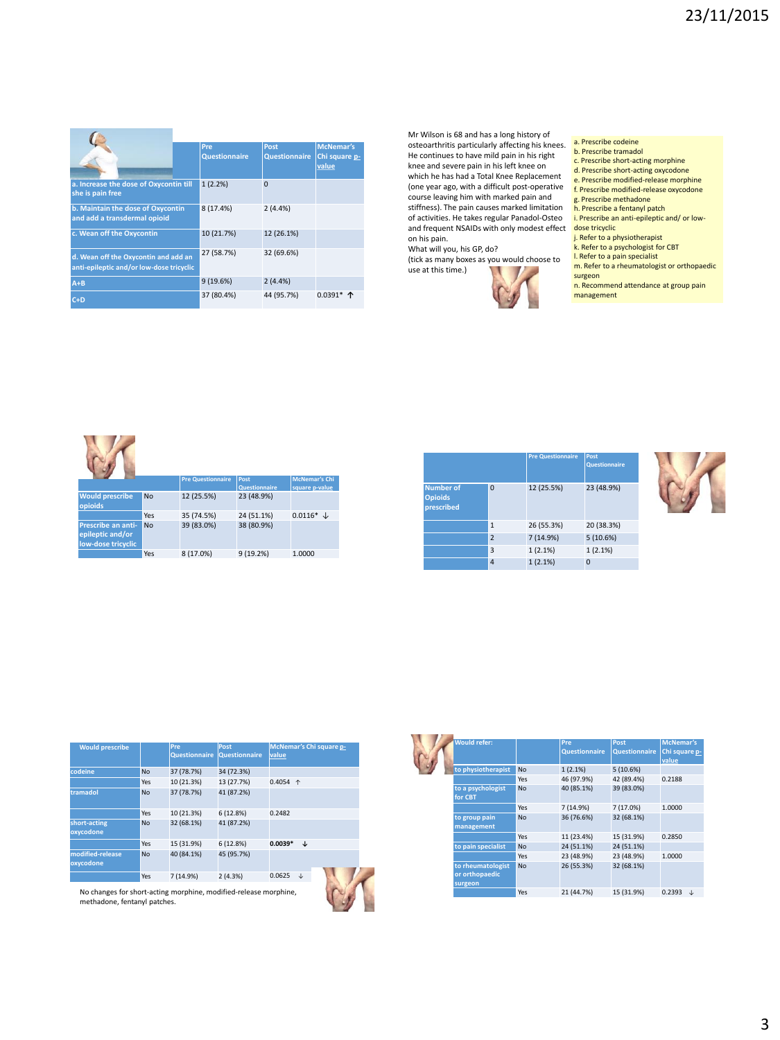| | Pre Questionnaire | Post Questionnaire | McNemar's Chi square p-value |
|---|---|---|---|
| a. Increase the dose of Oxycontin till she is pain free | 1 (2.2%) | 0 | |
| b. Maintain the dose of Oxycontin and add a transdermal opioid | 8 (17.4%) | 2 (4.4%) | |
| c. Wean off the Oxycontin | 10 (21.7%) | 12 (26.1%) | |
| d. Wean off the Oxycontin and add an anti-epileptic and/or low-dose tricyclic | 27 (58.7%) | 32 (69.6%) | |
| A+B | 9 (19.6%) | 2 (4.4%) | |
| C+D | 37 (80.4%) | 44 (95.7%) | 0.0391* ↑ |

Mr Wilson is 68 and has a long history of osteoarthritis particularly affecting his knees. He continues to have mild pain in his right knee and severe pain in his left knee on which he has had a Total Knee Replacement (one year ago, with a difficult post-operative course leaving him with marked pain and stiffness). The pain causes marked limitation of activities. He takes regular Panadol-Osteo and frequent NSAIDs with only modest effect on his pain.

What will you, his GP, do?

(tick as many boxes as you would choose to use at this time.)

a. Prescribe codeine
b. Prescribe tramadol
c. Prescribe short-acting morphine
d. Prescribe short-acting oxycodone
e. Prescribe modified-release morphine
f. Prescribe modified-release oxycodone
g. Prescribe methadone
h. Prescribe a fentanyl patch
i. Prescribe an anti-epileptic and/ or low-dose tricyclic
j. Refer to a physiotherapist
k. Refer to a psychologist for CBT
l. Refer to a pain specialist
m. Refer to a rheumatologist or orthopaedic surgeon
n. Recommend attendance at group pain management

| | | Pre Questionnaire | Post Questionnaire | McNemar's Chi square p-value |
|---|---|---|---|---|
| Would prescribe opioids | No | 12 (25.5%) | 23 (48.9%) | |
| | Yes | 35 (74.5%) | 24 (51.1%) | 0.0116* ↓ |
| Prescribe an anti-epileptic and/or low-dose tricyclic | No | 39 (83.0%) | 38 (80.9%) | |
| | Yes | 8 (17.0%) | 9 (19.2%) | 1.0000 |

| | | Pre Questionnaire | Post Questionnaire |
|---|---|---|---|
| Number of Opioids prescribed | 0 | 12 (25.5%) | 23 (48.9%) |
| | 1 | 26 (55.3%) | 20 (38.3%) |
| | 2 | 7 (14.9%) | 5 (10.6%) |
| | 3 | 1 (2.1%) | 1 (2.1%) |
| | 4 | 1 (2.1%) | 0 |

| Would prescribe | | Pre Questionnaire | Post Questionnaire | McNemar's Chi square p-value |
|---|---|---|---|---|
| codeine | No | 37 (78.7%) | 34 (72.3%) | |
| | Yes | 10 (21.3%) | 13 (27.7%) | 0.4054 ↑ |
| tramadol | No | 37 (78.7%) | 41 (87.2%) | |
| | Yes | 10 (21.3%) | 6 (12.8%) | 0.2482 |
| short-acting oxycodone | No | 32 (68.1%) | 41 (87.2%) | |
| | Yes | 15 (31.9%) | 6 (12.8%) | **0.0039*** ↓ |
| modified-release oxycodone | No | 40 (84.1%) | 45 (95.7%) | |
| | Yes | 7 (14.9%) | 2 (4.3%) | 0.0625 ↓ |

No changes for short-acting morphine, modified-release morphine, methadone, fentanyl patches.

| Would refer: | | Pre Questionnaire | Post Questionnaire | McNemar's Chi square p-value |
|---|---|---|---|---|
| to physiotherapist | No | 1 (2.1%) | 5 (10.6%) | |
| | Yes | 46 (97.9%) | 42 (89.4%) | 0.2188 |
| to a psychologist for CBT | No | 40 (85.1%) | 39 (83.0%) | |
| | Yes | 7 (14.9%) | 7 (17.0%) | 1.0000 |
| to group pain management | No | 36 (76.6%) | 32 (68.1%) | |
| | Yes | 11 (23.4%) | 15 (31.9%) | 0.2850 |
| to pain specialist | No | 24 (51.1%) | 24 (51.1%) | |
| | Yes | 23 (48.9%) | 23 (48.9%) | 1.0000 |
| to rheumatologist or orthopaedic surgeon | No | 26 (55.3%) | 32 (68.1%) | |
| | Yes | 21 (44.7%) | 15 (31.9%) | 0.2393 ↓ |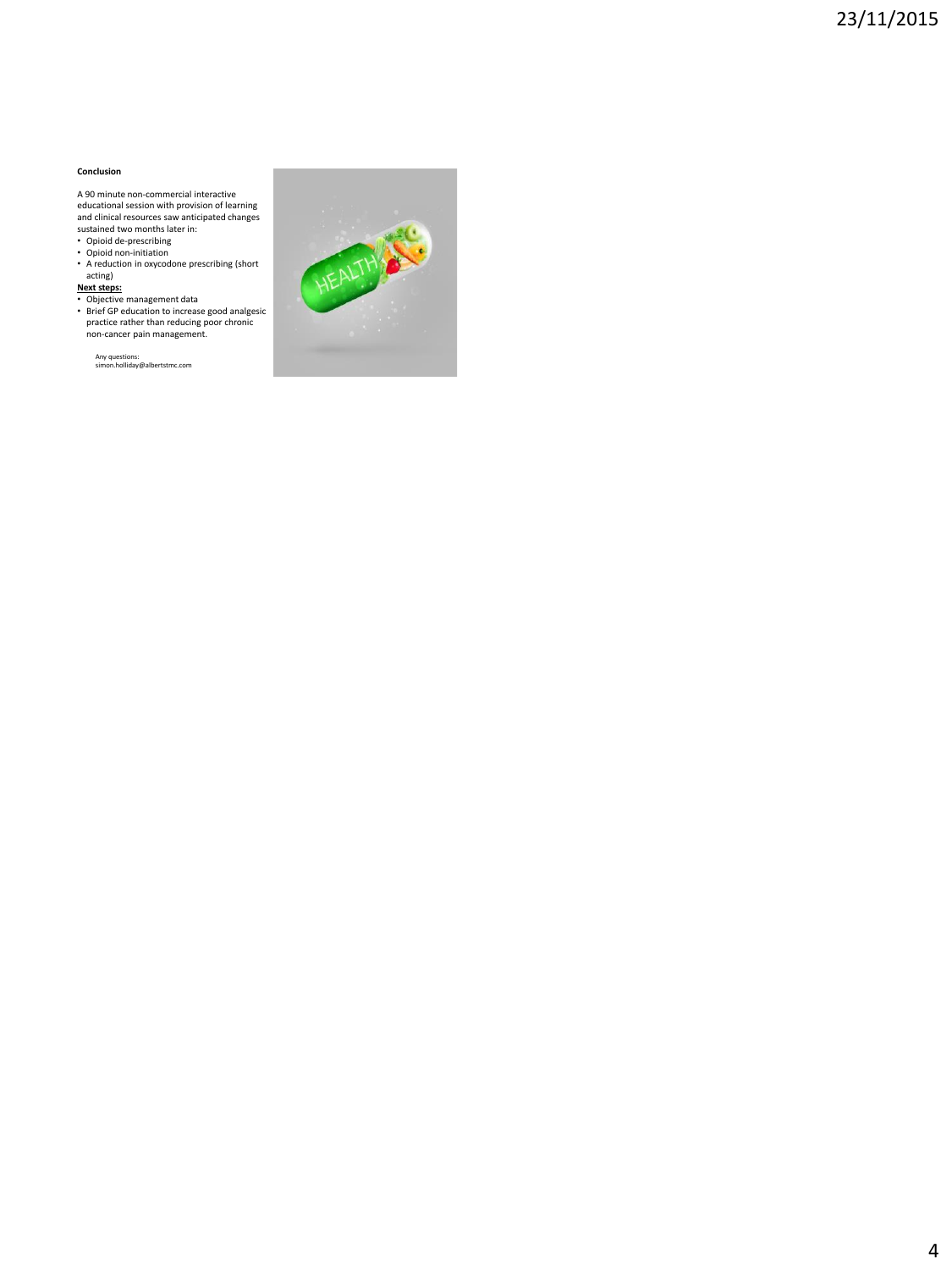**Conclusion**

A 90 minute non-commercial interactive educational session with provision of learning and clinical resources saw anticipated changes sustained two months later in:

- Opioid de-prescribing
- Opioid non-initiation
- A reduction in oxycodone prescribing (short acting)

**Next steps:**

- Objective management data
- Brief GP education to increase good analgesic practice rather than reducing poor chronic non-cancer pain management.

Any questions:
simon.holliday@albertstmc.com